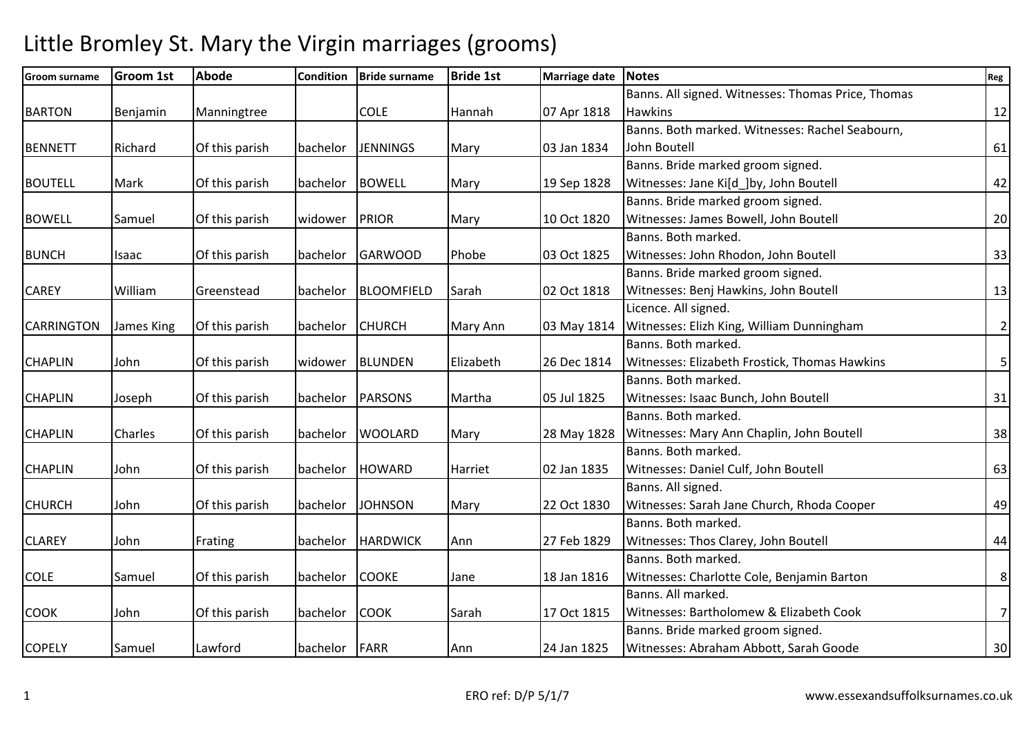# Little Bromley St. Mary the Virgin marriages (grooms)

| Groom surname | Groom 1st | Abode | Condition | Bride surname | Bride 1st | Marriage date | Notes | Reg |
|---|---|---|---|---|---|---|---|---|
| BARTON | Benjamin | Manningtree | | COLE | Hannah | 07 Apr 1818 | Banns. All signed. Witnesses: Thomas Price, Thomas Hawkins | 12 |
| BENNETT | Richard | Of this parish | bachelor | JENNINGS | Mary | 03 Jan 1834 | Banns. Both marked. Witnesses: Rachel Seabourn, John Boutell | 61 |
| BOUTELL | Mark | Of this parish | bachelor | BOWELL | Mary | 19 Sep 1828 | Banns. Bride marked groom signed. Witnesses: Jane Ki[d_]by, John Boutell | 42 |
| BOWELL | Samuel | Of this parish | widower | PRIOR | Mary | 10 Oct 1820 | Banns. Bride marked groom signed. Witnesses: James Bowell, John Boutell | 20 |
| BUNCH | Isaac | Of this parish | bachelor | GARWOOD | Phobe | 03 Oct 1825 | Banns. Both marked. Witnesses: John Rhodon, John Boutell | 33 |
| CAREY | William | Greenstead | bachelor | BLOOMFIELD | Sarah | 02 Oct 1818 | Banns. Bride marked groom signed. Witnesses: Benj Hawkins, John Boutell | 13 |
| CARRINGTON | James King | Of this parish | bachelor | CHURCH | Mary Ann | 03 May 1814 | Licence. All signed. Witnesses: Elizh King, William Dunningham | 2 |
| CHAPLIN | John | Of this parish | widower | BLUNDEN | Elizabeth | 26 Dec 1814 | Banns. Both marked. Witnesses: Elizabeth Frostick, Thomas Hawkins | 5 |
| CHAPLIN | Joseph | Of this parish | bachelor | PARSONS | Martha | 05 Jul 1825 | Banns. Both marked. Witnesses: Isaac Bunch, John Boutell | 31 |
| CHAPLIN | Charles | Of this parish | bachelor | WOOLARD | Mary | 28 May 1828 | Banns. Both marked. Witnesses: Mary Ann Chaplin, John Boutell | 38 |
| CHAPLIN | John | Of this parish | bachelor | HOWARD | Harriet | 02 Jan 1835 | Banns. Both marked. Witnesses: Daniel Culf, John Boutell | 63 |
| CHURCH | John | Of this parish | bachelor | JOHNSON | Mary | 22 Oct 1830 | Banns. All signed. Witnesses: Sarah Jane Church, Rhoda Cooper | 49 |
| CLAREY | John | Frating | bachelor | HARDWICK | Ann | 27 Feb 1829 | Banns. Both marked. Witnesses: Thos Clarey, John Boutell | 44 |
| COLE | Samuel | Of this parish | bachelor | COOKE | Jane | 18 Jan 1816 | Banns. Both marked. Witnesses: Charlotte Cole, Benjamin Barton | 8 |
| COOK | John | Of this parish | bachelor | COOK | Sarah | 17 Oct 1815 | Banns. All marked. Witnesses: Bartholomew & Elizabeth Cook | 7 |
| COPELY | Samuel | Lawford | bachelor | FARR | Ann | 24 Jan 1825 | Banns. Bride marked groom signed. Witnesses: Abraham Abbott, Sarah Goode | 30 |

ERO ref: D/P 5/1/7

www.essexandsuffolksurnames.co.uk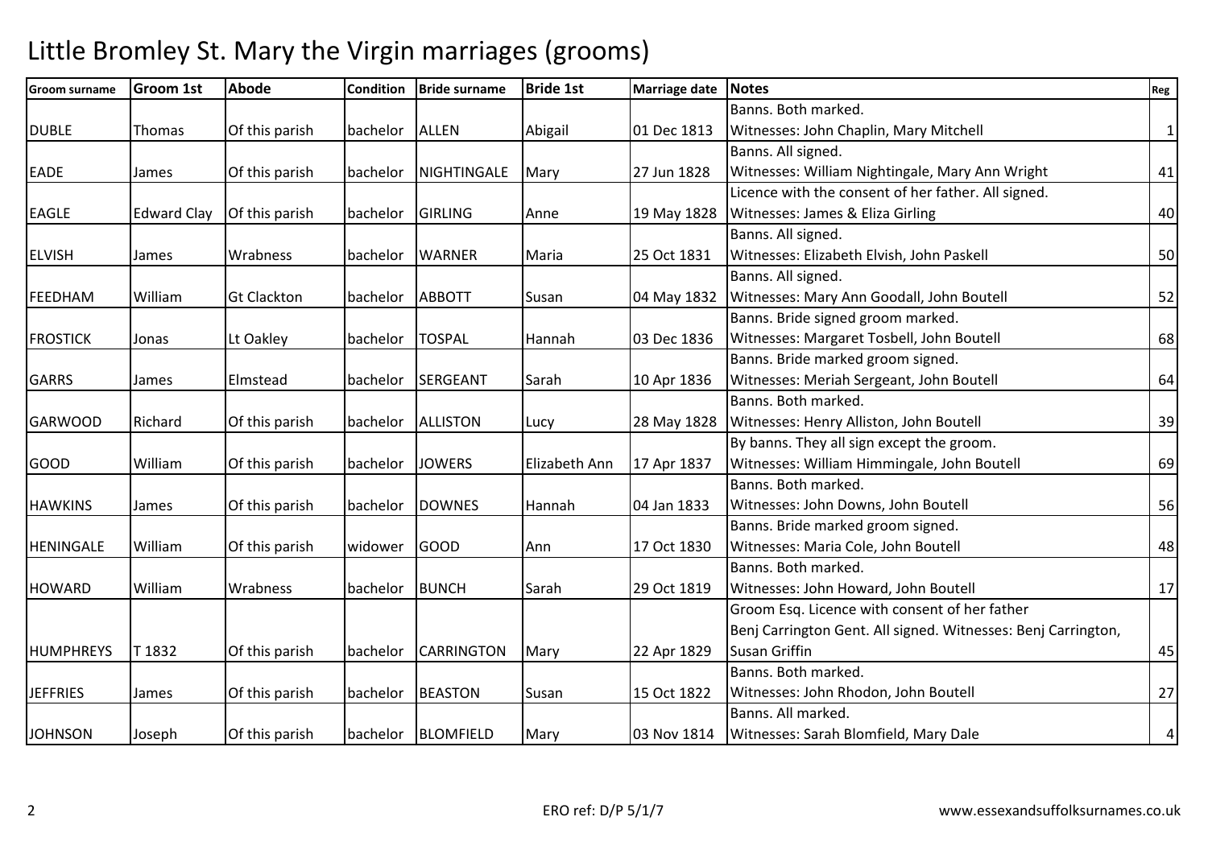# Little Bromley St. Mary the Virgin marriages (grooms)

| Groom surname | Groom 1st | Abode | Condition | Bride surname | Bride 1st | Marriage date | Notes | Reg |
|---|---|---|---|---|---|---|---|---|
| DUBLE | Thomas | Of this parish | bachelor | ALLEN | Abigail | 01 Dec 1813 | Banns. Both marked. Witnesses: John Chaplin, Mary Mitchell | 1 |
| EADE | James | Of this parish | bachelor | NIGHTINGALE | Mary | 27 Jun 1828 | Banns. All signed. Witnesses: William Nightingale, Mary Ann Wright | 41 |
| EAGLE | Edward Clay | Of this parish | bachelor | GIRLING | Anne | 19 May 1828 | Licence with the consent of her father. All signed. Witnesses: James & Eliza Girling | 40 |
| ELVISH | James | Wrabness | bachelor | WARNER | Maria | 25 Oct 1831 | Banns. All signed. Witnesses: Elizabeth Elvish, John Paskell | 50 |
| FEEDHAM | William | Gt Clackton | bachelor | ABBOTT | Susan | 04 May 1832 | Banns. All signed. Witnesses: Mary Ann Goodall, John Boutell | 52 |
| FROSTICK | Jonas | Lt Oakley | bachelor | TOSPAL | Hannah | 03 Dec 1836 | Banns. Bride signed groom marked. Witnesses: Margaret Tosbell, John Boutell | 68 |
| GARRS | James | Elmstead | bachelor | SERGEANT | Sarah | 10 Apr 1836 | Banns. Bride marked groom signed. Witnesses: Meriah Sergeant, John Boutell | 64 |
| GARWOOD | Richard | Of this parish | bachelor | ALLISTON | Lucy | 28 May 1828 | Banns. Both marked. Witnesses: Henry Alliston, John Boutell | 39 |
| GOOD | William | Of this parish | bachelor | JOWERS | Elizabeth Ann | 17 Apr 1837 | By banns. They all sign except the groom. Witnesses: William Himmingale, John Boutell | 69 |
| HAWKINS | James | Of this parish | bachelor | DOWNES | Hannah | 04 Jan 1833 | Banns. Both marked. Witnesses: John Downs, John Boutell | 56 |
| HENINGALE | William | Of this parish | widower | GOOD | Ann | 17 Oct 1830 | Banns. Bride marked groom signed. Witnesses: Maria Cole, John Boutell | 48 |
| HOWARD | William | Wrabness | bachelor | BUNCH | Sarah | 29 Oct 1819 | Banns. Both marked. Witnesses: John Howard, John Boutell | 17 |
| HUMPHREYS | T 1832 | Of this parish | bachelor | CARRINGTON | Mary | 22 Apr 1829 | Groom Esq. Licence with consent of her father Benj Carrington Gent. All signed. Witnesses: Benj Carrington, Susan Griffin | 45 |
| JEFFRIES | James | Of this parish | bachelor | BEASTON | Susan | 15 Oct 1822 | Banns. Both marked. Witnesses: John Rhodon, John Boutell | 27 |
| JOHNSON | Joseph | Of this parish | bachelor | BLOMFIELD | Mary | 03 Nov 1814 | Banns. All marked. Witnesses: Sarah Blomfield, Mary Dale | 4 |

ERO ref: D/P 5/1/7

www.essexandsuffolksurnames.co.uk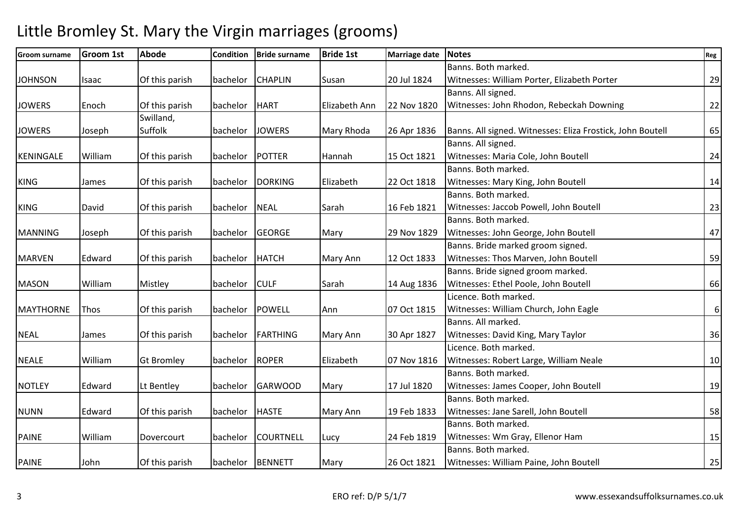# Little Bromley St. Mary the Virgin marriages (grooms)

| Groom surname | Groom 1st | Abode | Condition | Bride surname | Bride 1st | Marriage date | Notes | Reg |
|---|---|---|---|---|---|---|---|---|
| JOHNSON | Isaac | Of this parish | bachelor | CHAPLIN | Susan | 20 Jul 1824 | Banns. Both marked. Witnesses: William Porter, Elizabeth Porter | 29 |
| JOWERS | Enoch | Of this parish | bachelor | HART | Elizabeth Ann | 22 Nov 1820 | Banns. All signed. Witnesses: John Rhodon, Rebeckah Downing | 22 |
| JOWERS | Joseph | Swilland, Suffolk | bachelor | JOWERS | Mary Rhoda | 26 Apr 1836 | Banns. All signed. Witnesses: Eliza Frostick, John Boutell | 65 |
| KENINGALE | William | Of this parish | bachelor | POTTER | Hannah | 15 Oct 1821 | Banns. All signed. Witnesses: Maria Cole, John Boutell | 24 |
| KING | James | Of this parish | bachelor | DORKING | Elizabeth | 22 Oct 1818 | Banns. Both marked. Witnesses: Mary King, John Boutell | 14 |
| KING | David | Of this parish | bachelor | NEAL | Sarah | 16 Feb 1821 | Banns. Both marked. Witnesses: Jaccob Powell, John Boutell | 23 |
| MANNING | Joseph | Of this parish | bachelor | GEORGE | Mary | 29 Nov 1829 | Banns. Both marked. Witnesses: John George, John Boutell | 47 |
| MARVEN | Edward | Of this parish | bachelor | HATCH | Mary Ann | 12 Oct 1833 | Banns. Bride marked groom signed. Witnesses: Thos Marven, John Boutell | 59 |
| MASON | William | Mistley | bachelor | CULF | Sarah | 14 Aug 1836 | Banns. Bride signed groom marked. Witnesses: Ethel Poole, John Boutell | 66 |
| MAYTHORNE | Thos | Of this parish | bachelor | POWELL | Ann | 07 Oct 1815 | Licence. Both marked. Witnesses: William Church, John Eagle | 6 |
| NEAL | James | Of this parish | bachelor | FARTHING | Mary Ann | 30 Apr 1827 | Banns. All marked. Witnesses: David King, Mary Taylor | 36 |
| NEALE | William | Gt Bromley | bachelor | ROPER | Elizabeth | 07 Nov 1816 | Licence. Both marked. Witnesses: Robert Large, William Neale | 10 |
| NOTLEY | Edward | Lt Bentley | bachelor | GARWOOD | Mary | 17 Jul 1820 | Banns. Both marked. Witnesses: James Cooper, John Boutell | 19 |
| NUNN | Edward | Of this parish | bachelor | HASTE | Mary Ann | 19 Feb 1833 | Banns. Both marked. Witnesses: Jane Sarell, John Boutell | 58 |
| PAINE | William | Dovercourt | bachelor | COURTNELL | Lucy | 24 Feb 1819 | Banns. Both marked. Witnesses: Wm Gray, Ellenor Ham | 15 |
| PAINE | John | Of this parish | bachelor | BENNETT | Mary | 26 Oct 1821 | Banns. Both marked. Witnesses: William Paine, John Boutell | 25 |

ERO ref: D/P 5/1/7

www.essexandsuffolksurnames.co.uk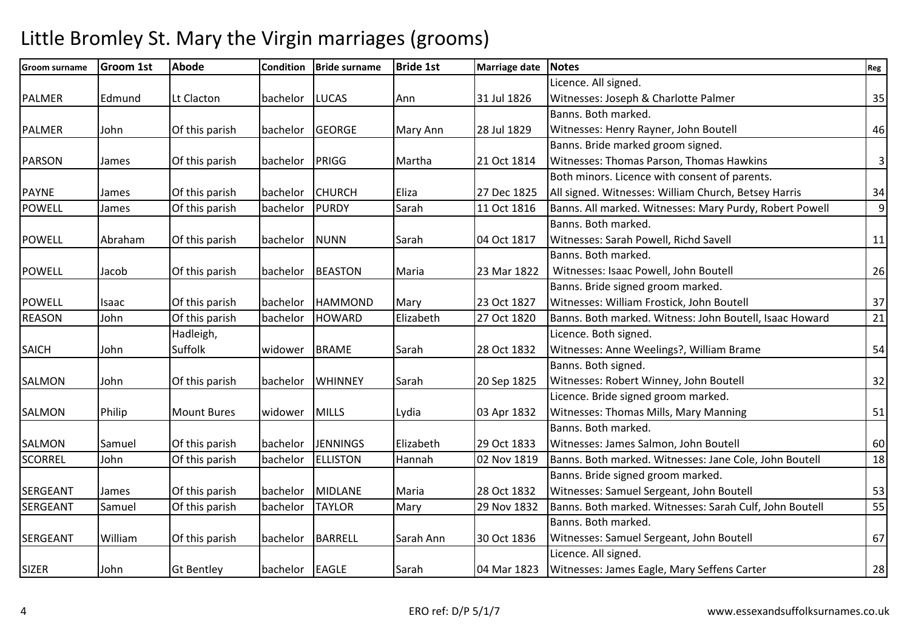# Little Bromley St. Mary the Virgin marriages (grooms)

| Groom surname | Groom 1st | Abode | Condition | Bride surname | Bride 1st | Marriage date | Notes | Reg |
|---|---|---|---|---|---|---|---|---|
| PALMER | Edmund | Lt Clacton | bachelor | LUCAS | Ann | 31 Jul 1826 | Licence. All signed. Witnesses: Joseph & Charlotte Palmer | 35 |
| PALMER | John | Of this parish | bachelor | GEORGE | Mary Ann | 28 Jul 1829 | Banns. Both marked. Witnesses: Henry Rayner, John Boutell | 46 |
| PARSON | James | Of this parish | bachelor | PRIGG | Martha | 21 Oct 1814 | Banns. Bride marked groom signed. Witnesses: Thomas Parson, Thomas Hawkins | 3 |
| PAYNE | James | Of this parish | bachelor | CHURCH | Eliza | 27 Dec 1825 | Both minors. Licence with consent of parents. All signed. Witnesses: William Church, Betsey Harris | 34 |
| POWELL | James | Of this parish | bachelor | PURDY | Sarah | 11 Oct 1816 | Banns. All marked. Witnesses: Mary Purdy, Robert Powell | 9 |
| POWELL | Abraham | Of this parish | bachelor | NUNN | Sarah | 04 Oct 1817 | Banns. Both marked. Witnesses: Sarah Powell, Richd Savell | 11 |
| POWELL | Jacob | Of this parish | bachelor | BEASTON | Maria | 23 Mar 1822 | Banns. Both marked. Witnesses: Isaac Powell, John Boutell | 26 |
| POWELL | Isaac | Of this parish | bachelor | HAMMOND | Mary | 23 Oct 1827 | Banns. Bride signed groom marked. Witnesses: William Frostick, John Boutell | 37 |
| REASON | John | Of this parish | bachelor | HOWARD | Elizabeth | 27 Oct 1820 | Banns. Both marked. Witness: John Boutell, Isaac Howard | 21 |
| SAICH | John | Hadleigh, Suffolk | widower | BRAME | Sarah | 28 Oct 1832 | Licence. Both signed. Witnesses: Anne Weelings?, William Brame | 54 |
| SALMON | John | Of this parish | bachelor | WHINNEY | Sarah | 20 Sep 1825 | Banns. Both signed. Witnesses: Robert Winney, John Boutell | 32 |
| SALMON | Philip | Mount Bures | widower | MILLS | Lydia | 03 Apr 1832 | Licence. Bride signed groom marked. Witnesses: Thomas Mills, Mary Manning | 51 |
| SALMON | Samuel | Of this parish | bachelor | JENNINGS | Elizabeth | 29 Oct 1833 | Banns. Both marked. Witnesses: James Salmon, John Boutell | 60 |
| SCORREL | John | Of this parish | bachelor | ELLISTON | Hannah | 02 Nov 1819 | Banns. Both marked. Witnesses: Jane Cole, John Boutell | 18 |
| SERGEANT | James | Of this parish | bachelor | MIDLANE | Maria | 28 Oct 1832 | Banns. Bride signed groom marked. Witnesses: Samuel Sergeant, John Boutell | 53 |
| SERGEANT | Samuel | Of this parish | bachelor | TAYLOR | Mary | 29 Nov 1832 | Banns. Both marked. Witnesses: Sarah Culf, John Boutell | 55 |
| SERGEANT | William | Of this parish | bachelor | BARRELL | Sarah Ann | 30 Oct 1836 | Banns. Both marked. Witnesses: Samuel Sergeant, John Boutell | 67 |
| SIZER | John | Gt Bentley | bachelor | EAGLE | Sarah | 04 Mar 1823 | Licence. All signed. Witnesses: James Eagle, Mary Seffens Carter | 28 |

ERO ref: D/P 5/1/7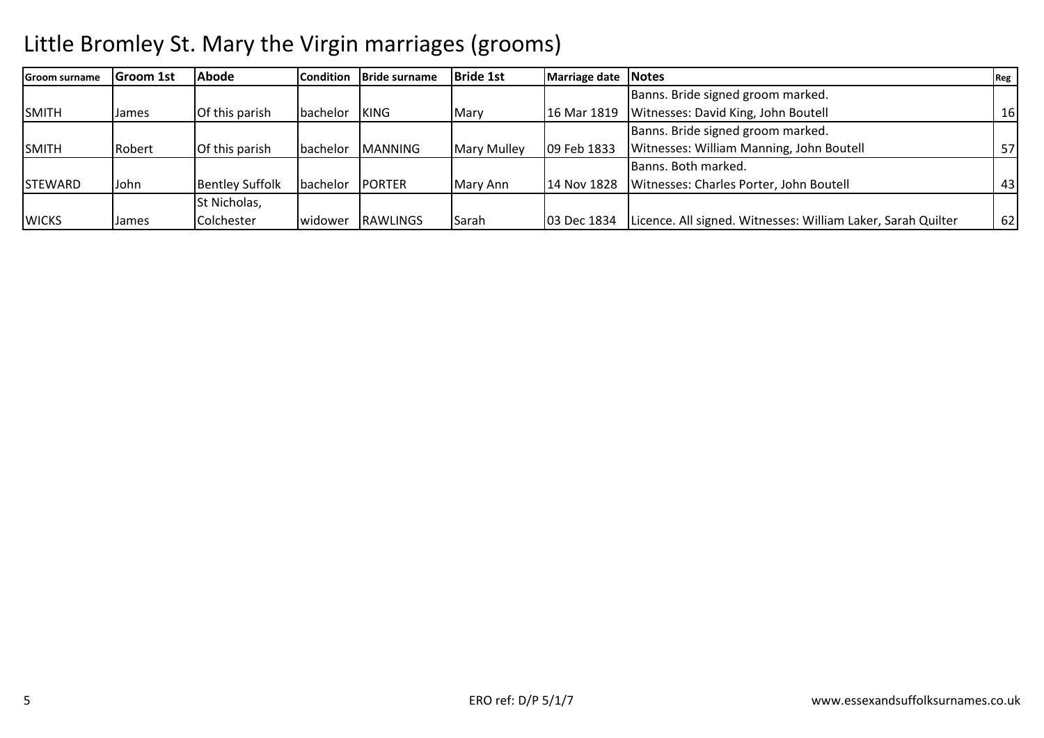# Little Bromley St. Mary the Virgin marriages (grooms)

| Groom surname | Groom 1st | Abode | Condition | Bride surname | Bride 1st | Marriage date | Notes | Reg |
|---|---|---|---|---|---|---|---|---|
| SMITH | James | Of this parish | bachelor | KING | Mary | 16 Mar 1819 | Banns. Bride signed groom marked. Witnesses: David King, John Boutell | 16 |
| SMITH | Robert | Of this parish | bachelor | MANNING | Mary Mulley | 09 Feb 1833 | Banns. Bride signed groom marked. Witnesses: William Manning, John Boutell | 57 |
| STEWARD | John | Bentley Suffolk | bachelor | PORTER | Mary Ann | 14 Nov 1828 | Banns. Both marked. Witnesses: Charles Porter, John Boutell | 43 |
| WICKS | James | St Nicholas, Colchester | widower | RAWLINGS | Sarah | 03 Dec 1834 | Licence. All signed. Witnesses: William Laker, Sarah Quilter | 62 |

ERO ref: D/P 5/1/7

www.essexandsuffolksurnames.co.uk